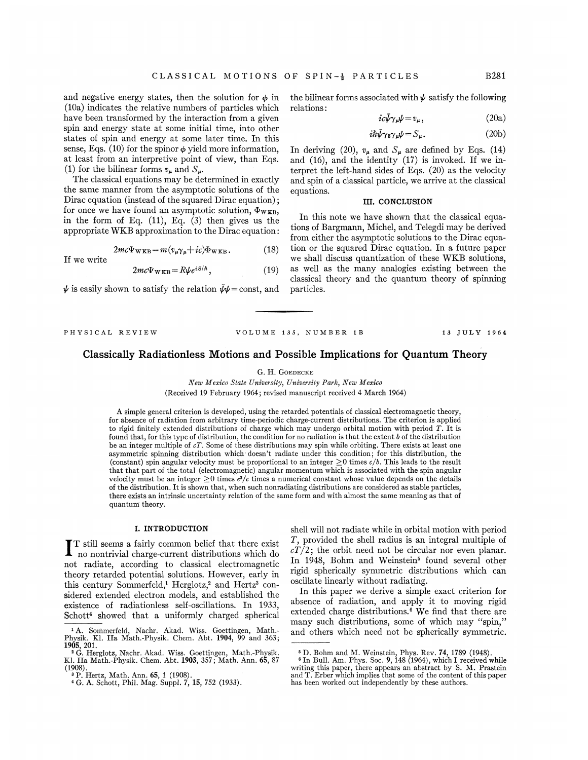and negative energy states, then the solution for $\phi$ in (10a) indicates the relative numbers of particles which have been transformed by the interaction from a given spin and energy state at some initial time, into other states of spin and energy at some later time. In this sense, Eqs. (10) for the spinor $\phi$ yield more information, at least from an interpretive point of view, than Eqs. (1) for the bilinear forms $v_\mu$ and $S_\mu$.

The classical equations may be determined in exactly the same manner from the asymptotic solutions of the Dirac equation (instead of the squared Dirac equation); for once we have found an asymptotic solution, $\Phi_{\text{WKB}}$, in the form of Eq. (11), Eq. (3) then gives us the appropriate WKB approximation to the Dirac equation:

$$2mc\Psi_{\text{WKB}} = m(v_\mu \gamma_\mu + ic)\Phi_{\text{WKB}}. \tag{18}$$

If we write

$$2mc\Psi_{\text{WKB}} = R\psi e^{iS/\hbar}, \tag{19}$$

$\psi$ is easily shown to satisfy the relation $\bar{\psi}\psi = \text{const}$, and the bilinear forms associated with $\psi$ satisfy the following relations:

$$ic\bar{\psi}\gamma_\mu\psi = v_\mu, \tag{20a}$$

$$i\hbar\bar{\psi}\gamma_5\gamma_\mu\psi = S_\mu. \tag{20b}$$

In deriving (20), $v_\mu$ and $S_\mu$ are defined by Eqs. (14) and (16), and the identity (17) is invoked. If we interpret the left-hand sides of Eqs. (20) as the velocity and spin of a classical particle, we arrive at the classical equations.

## III. CONCLUSION

In this note we have shown that the classical equations of Bargmann, Michel, and Telegdi may be derived from either the asymptotic solutions to the Dirac equation or the squared Dirac equation. In a future paper we shall discuss quantization of these WKB solutions, as well as the many analogies existing between the classical theory and the quantum theory of spinning particles.

---

PHYSICAL REVIEW VOLUME 135, NUMBER 1B 13 JULY 1964

# Classically Radiationless Motions and Possible Implications for Quantum Theory

G. H. Goedecke

*New Mexico State University, University Park, New Mexico*

(Received 19 February 1964; revised manuscript received 4 March 1964)

A simple general criterion is developed, using the retarded potentials of classical electromagnetic theory, for absence of radiation from arbitrary time-periodic charge-current distributions. The criterion is applied to rigid finitely extended distributions of charge which may undergo orbital motion with period $T$. It is found that, for this type of distribution, the condition for no radiation is that the extent $b$ of the distribution be an integer multiple of $cT$. Some of these distributions may spin while orbiting. There exists at least one asymmetric spinning distribution which doesn't radiate under this condition; for this distribution, the (constant) spin angular velocity must be proportional to an integer $\geq 0$ times $c/b$. This leads to the result that that part of the total (electromagnetic) angular momentum which is associated with the spin angular velocity must be an integer $\geq 0$ times $e^2/c$ times a numerical constant whose value depends on the details of the distribution. It is shown that, when such nonradiating distributions are considered as stable particles, there exists an intrinsic uncertainty relation of the same form and with almost the same meaning as that of quantum theory.

## I. INTRODUCTION

It still seems a fairly common belief that there exist no nontrivial charge-current distributions which do not radiate, according to classical electromagnetic theory retarded potential solutions. However, early in this century Sommerfeld,[1] Herglotz,[2] and Hertz[3] considered extended electron models, and established the existence of radiationless self-oscillations. In 1933, Schott[4] showed that a uniformly charged spherical shell will not radiate while in orbital motion with period $T$, provided the shell radius is an integral multiple of $cT/2$; the orbit need not be circular nor even planar. In 1948, Bohm and Weinstein[5] found several other rigid spherically symmetric distributions which can oscillate linearly without radiating.

In this paper we derive a simple exact criterion for absence of radiation, and apply it to moving rigid extended charge distributions.[6] We find that there are many such distributions, some of which may "spin," and others which need not be spherically symmetric.

[1] A. Sommerfeld, Nachr. Akad. Wiss. Goettingen, Math.-Physik. Kl. IIa Math.-Physik. Chem. Abt. **1904**, 99 and 363; **1905**, 201.

[2] G. Herglotz, Nachr. Akad. Wiss. Goettingen, Math.-Physik. Kl. IIa Math.-Physik. Chem. Abt. **1903**, 357; Math. Ann. **65**, 87 (1908).

[3] P. Hertz, Math. Ann. **65**, 1 (1908).

[4] G. A. Schott, Phil. Mag. Suppl. **7**, **15**, 752 (1933).

[5] D. Bohm and M. Weinstein, Phys. Rev. **74**, 1789 (1948).

[6] In Bull. Am. Phys. Soc. **9**, 148 (1964), which I received while writing this paper, there appears an abstract by S. M. Prastein and T. Erber which implies that some of the content of this paper has been worked out independently by these authors.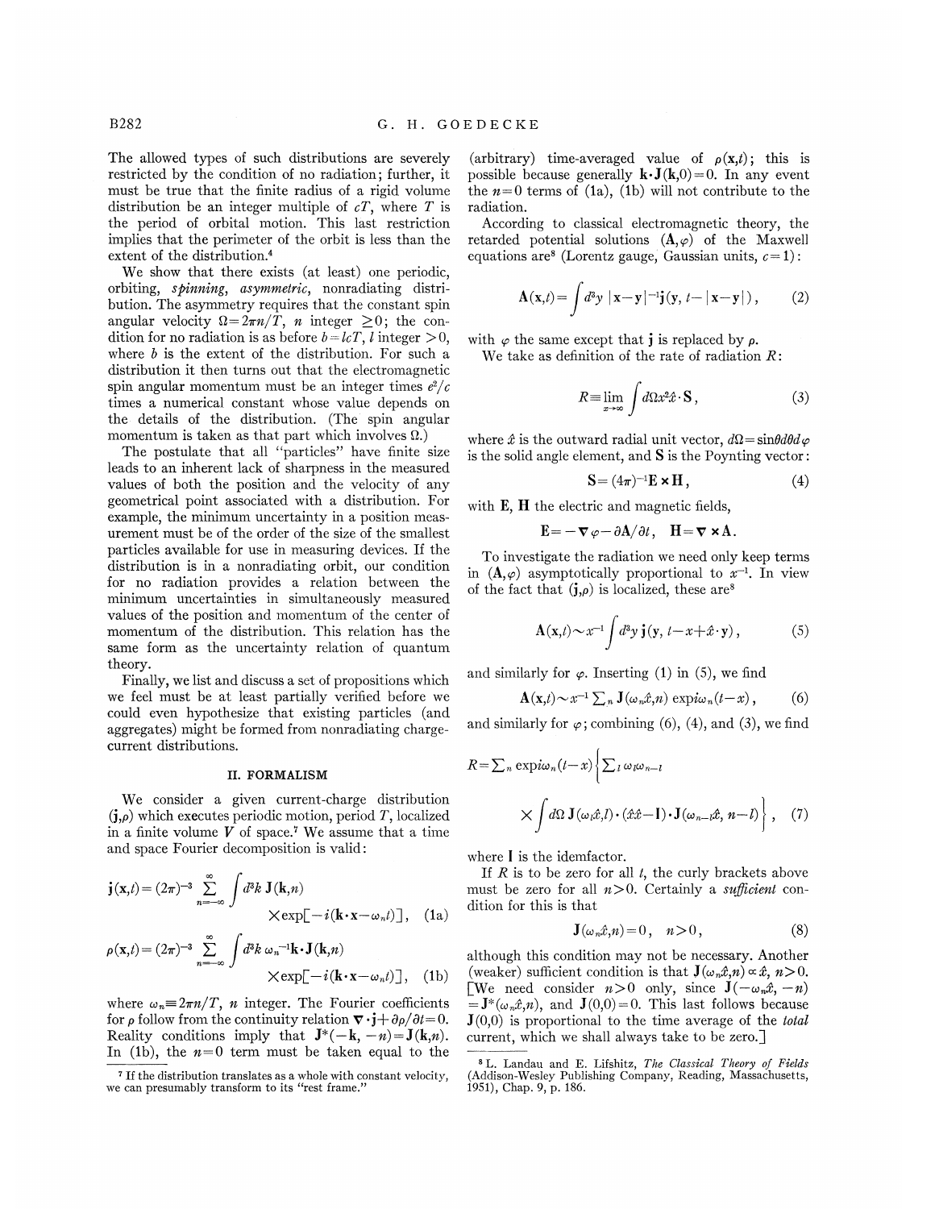The allowed types of such distributions are severely restricted by the condition of no radiation; further, it must be true that the finite radius of a rigid volume distribution be an integer multiple of $cT$, where $T$ is the period of orbital motion. This last restriction implies that the perimeter of the orbit is less than the extent of the distribution.[4]

We show that there exists (at least) one periodic, orbiting, *spinning*, *asymmetric*, nonradiating distribution. The asymmetry requires that the constant spin angular velocity $\Omega=2\pi n/T$, $n$ integer $\geq 0$; the condition for no radiation is as before $b=lcT$, $l$ integer $>0$, where $b$ is the extent of the distribution. For such a distribution it then turns out that the electromagnetic spin angular momentum must be an integer times $e^2/c$ times a numerical constant whose value depends on the details of the distribution. (The spin angular momentum is taken as that part which involves $\Omega$.)

The postulate that all "particles" have finite size leads to an inherent lack of sharpness in the measured values of both the position and the velocity of any geometrical point associated with a distribution. For example, the minimum uncertainty in a position measurement must be of the order of the size of the smallest particles available for use in measuring devices. If the distribution is in a nonradiating orbit, our condition for no radiation provides a relation between the minimum uncertainties in simultaneously measured values of the position and momentum of the center of momentum of the distribution. This relation has the same form as the uncertainty relation of quantum theory.

Finally, we list and discuss a set of propositions which we feel must be at least partially verified before we could even hypothesize that existing particles (and aggregates) might be formed from nonradiating charge-current distributions.

## II. FORMALISM

We consider a given current-charge distribution $(\mathbf{j},\rho)$ which executes periodic motion, period $T$, localized in a finite volume $V$ of space.[7] We assume that a time and space Fourier decomposition is valid:

$$\mathbf{j}(\mathbf{x},t)=(2\pi)^{-3}\sum_{n=-\infty}^{\infty}\int d^3k\,\mathbf{J}(\mathbf{k},n)\times\exp[-i(\mathbf{k}\cdot\mathbf{x}-\omega_n t)],\quad (1a)$$

$$\rho(\mathbf{x},t)=(2\pi)^{-3}\sum_{n=-\infty}^{\infty}\int d^3k\,\omega_n^{-1}\mathbf{k}\cdot\mathbf{J}(\mathbf{k},n)\times\exp[-i(\mathbf{k}\cdot\mathbf{x}-\omega_n t)],\quad (1b)$$

where $\omega_n\equiv 2\pi n/T$, $n$ integer. The Fourier coefficients for $\rho$ follow from the continuity relation $\nabla\cdot\mathbf{j}+\partial\rho/\partial t=0$. Reality conditions imply that $\mathbf{J}^*(-\mathbf{k},-n)=\mathbf{J}(\mathbf{k},n)$. In (1b), the $n=0$ term must be taken equal to the (arbitrary) time-averaged value of $\rho(\mathbf{x},t)$; this is possible because generally $\mathbf{k}\cdot\mathbf{J}(\mathbf{k},0)=0$. In any event the $n=0$ terms of (1a), (1b) will not contribute to the radiation.

According to classical electromagnetic theory, the retarded potential solutions $(\mathbf{A},\varphi)$ of the Maxwell equations are[8] (Lorentz gauge, Gaussian units, $c=1$):

$$\mathbf{A}(\mathbf{x},t)=\int d^3y\,|\mathbf{x}-\mathbf{y}|^{-1}\mathbf{j}(\mathbf{y},t-|\mathbf{x}-\mathbf{y}|),\quad (2)$$

with $\varphi$ the same except that $\mathbf{j}$ is replaced by $\rho$.

We take as definition of the rate of radiation $R$:

$$R\equiv\lim_{x\to\infty}\int d\Omega x^2\hat{x}\cdot\mathbf{S},\quad (3)$$

where $\hat{x}$ is the outward radial unit vector, $d\Omega=\sin\theta d\theta d\varphi$ is the solid angle element, and $\mathbf{S}$ is the Poynting vector:

$$\mathbf{S}=(4\pi)^{-1}\mathbf{E}\times\mathbf{H},\quad (4)$$

with $\mathbf{E}$, $\mathbf{H}$ the electric and magnetic fields,

$$\mathbf{E}=-\nabla\varphi-\partial\mathbf{A}/\partial t,\quad \mathbf{H}=\nabla\times\mathbf{A}.$$

To investigate the radiation we need only keep terms in $(\mathbf{A},\varphi)$ asymptotically proportional to $x^{-1}$. In view of the fact that $(\mathbf{j},\rho)$ is localized, these are[8]

$$\mathbf{A}(\mathbf{x},t)\sim x^{-1}\int d^3y\,\mathbf{j}(\mathbf{y},t-x+\hat{x}\cdot\mathbf{y}),\quad (5)$$

and similarly for $\varphi$. Inserting (1) in (5), we find

$$\mathbf{A}(\mathbf{x},t)\sim x^{-1}\sum_n \mathbf{J}(\omega_n\hat{x},n)\exp i\omega_n(t-x),\quad (6)$$

and similarly for $\varphi$; combining (6), (4), and (3), we find

$$R=\sum_n \exp i\omega_n(t-x)\left\{\sum_l \omega_l\omega_{n-l}\times\int d\Omega\,\mathbf{J}(\omega_l\hat{x},l)\cdot(\hat{x}\hat{x}-\mathbf{I})\cdot\mathbf{J}(\omega_{n-l}\hat{x},n-l)\right\},\quad (7)$$

where $\mathbf{I}$ is the idemfactor.

If $R$ is to be zero for all $t$, the curly brackets above must be zero for all $n>0$. Certainly a *sufficient* condition for this is that

$$\mathbf{J}(\omega_n\hat{x},n)=0,\quad n>0,\quad (8)$$

although this condition may not be necessary. Another (weaker) sufficient condition is that $\mathbf{J}(\omega_n\hat{x},n)\propto\hat{x}$, $n>0$. [We need consider $n>0$ only, since $\mathbf{J}(-\omega_n\hat{x},-n)=\mathbf{J}^*(\omega_n\hat{x},n)$, and $\mathbf{J}(0,0)=0$. This last follows because $\mathbf{J}(0,0)$ is proportional to the time average of the *total* current, which we shall always take to be zero.]

---

[7] If the distribution translates as a whole with constant velocity, we can presumably transform to its "rest frame."

[8] L. Landau and E. Lifshitz, *The Classical Theory of Fields* (Addison-Wesley Publishing Company, Reading, Massachusetts, 1951), Chap. 9, p. 186.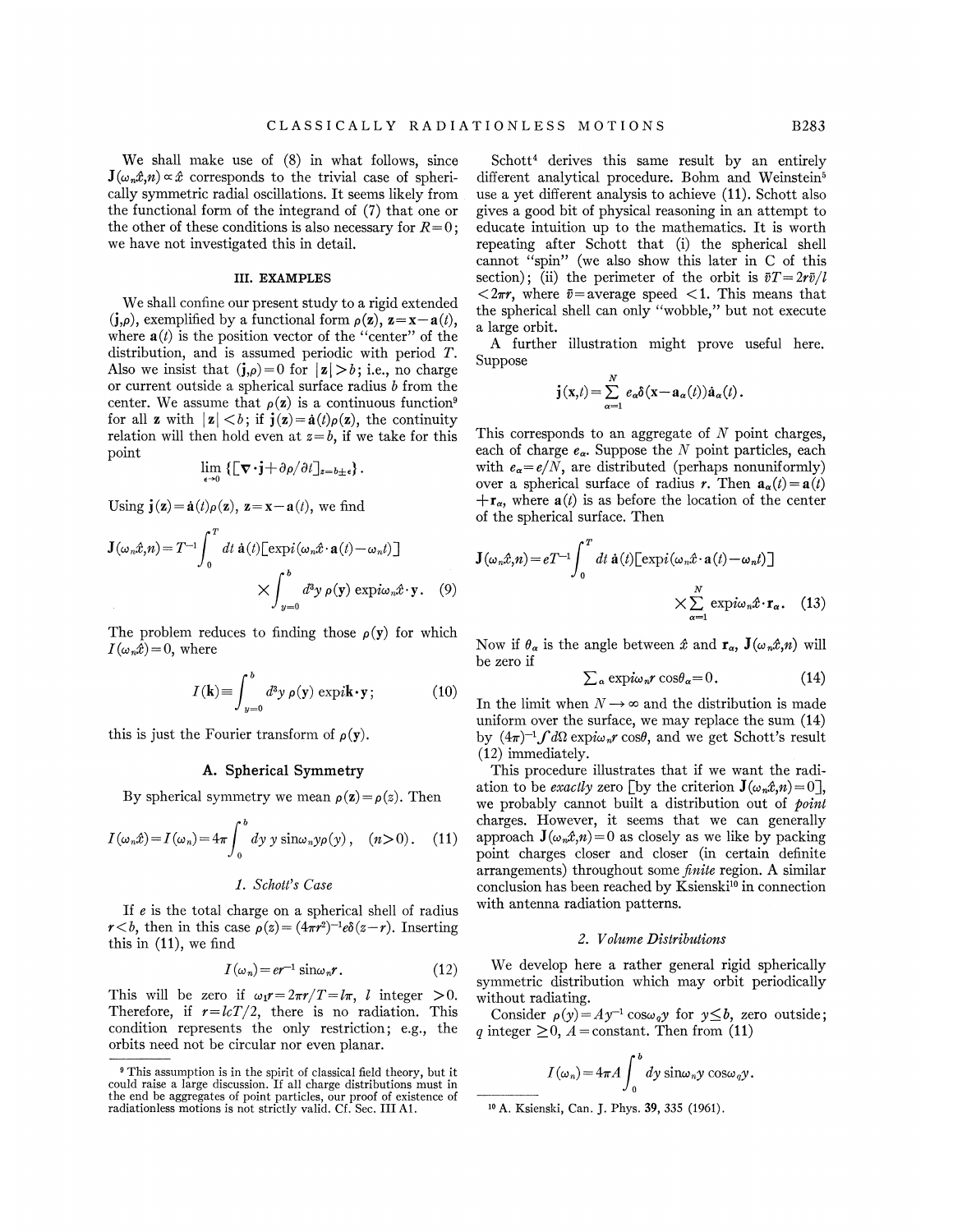We shall make use of (8) in what follows, since $\mathbf{J}(\omega_n\hat{x},n) \propto \hat{x}$ corresponds to the trivial case of spherically symmetric radial oscillations. It seems likely from the functional form of the integrand of (7) that one or the other of these conditions is also necessary for $R=0$; we have not investigated this in detail.

## III. EXAMPLES

We shall confine our present study to a rigid extended $(\mathbf{j},\rho)$, exemplified by a functional form $\rho(\mathbf{z})$, $\mathbf{z}=\mathbf{x}-\mathbf{a}(t)$, where $\mathbf{a}(t)$ is the position vector of the "center" of the distribution, and is assumed periodic with period $T$. Also we insist that $(\mathbf{j},\rho)=0$ for $|\mathbf{z}|>b$; i.e., no charge or current outside a spherical surface radius $b$ from the center. We assume that $\rho(\mathbf{z})$ is a continuous function[9] for all $\mathbf{z}$ with $|\mathbf{z}|<b$; if $\mathbf{j}(\mathbf{z})=\dot{\mathbf{a}}(t)\rho(\mathbf{z})$, the continuity relation will then hold even at $z=b$, if we take for this point

$$\lim_{\epsilon\to 0}\{[\nabla\cdot\mathbf{j}+\partial\rho/\partial t]_{z=b\pm\epsilon}\}.$$

Using $\mathbf{j}(\mathbf{z})=\dot{\mathbf{a}}(t)\rho(\mathbf{z})$, $\mathbf{z}=\mathbf{x}-\mathbf{a}(t)$, we find

$$\mathbf{J}(\omega_n\hat{x},n)=T^{-1}\int_0^T dt\,\dot{\mathbf{a}}(t)[\exp i(\omega_n\hat{x}\cdot\mathbf{a}(t)-\omega_n t)] \times\int_{y=0}^{b} d^3y\,\rho(\mathbf{y})\exp i\omega_n\hat{x}\cdot\mathbf{y}. \quad (9)$$

The problem reduces to finding those $\rho(\mathbf{y})$ for which $I(\omega_n\hat{x})=0$, where

$$I(\mathbf{k})\equiv\int_{y=0}^{b} d^3y\,\rho(\mathbf{y})\exp i\mathbf{k}\cdot\mathbf{y}; \quad (10)$$

this is just the Fourier transform of $\rho(\mathbf{y})$.

### A. Spherical Symmetry

By spherical symmetry we mean $\rho(\mathbf{z})=\rho(z)$. Then

$$I(\omega_n\hat{x})=I(\omega_n)=4\pi\int_0^b dy\,y\sin\omega_n y\rho(y),\quad (n>0). \quad (11)$$

#### 1. Schott's Case

If $e$ is the total charge on a spherical shell of radius $r<b$, then in this case $\rho(z)=(4\pi r^2)^{-1}e\delta(z-r)$. Inserting this in (11), we find

$$I(\omega_n)=er^{-1}\sin\omega_n r. \quad (12)$$

This will be zero if $\omega_l r=2\pi r/T=l\pi$, $l$ integer $>0$. Therefore, if $r=lcT/2$, there is no radiation. This condition represents the only restriction; e.g., the orbits need not be circular nor even planar.

Schott[4] derives this same result by an entirely different analytical procedure. Bohm and Weinstein[5] use a yet different analysis to achieve (11). Schott also gives a good bit of physical reasoning in an attempt to educate intuition up to the mathematics. It is worth repeating after Schott that (i) the spherical shell cannot "spin" (we also show this later in C of this section); (ii) the perimeter of the orbit is $\bar{v}T=2r\bar{v}/l<2\pi r$, where $\bar{v}$=average speed $<1$. This means that the spherical shell can only "wobble," but not execute a large orbit.

A further illustration might prove useful here. Suppose

$$\mathbf{j}(\mathbf{x},t)=\sum_{\alpha=1}^{N} e_\alpha\delta(\mathbf{x}-\mathbf{a}_\alpha(t))\dot{\mathbf{a}}_\alpha(t).$$

This corresponds to an aggregate of $N$ point charges, each of charge $e_\alpha$. Suppose the $N$ point particles, each with $e_\alpha=e/N$, are distributed (perhaps nonuniformly) over a spherical surface of radius $r$. Then $\mathbf{a}_\alpha(t)=\mathbf{a}(t)+\mathbf{r}_\alpha$, where $\mathbf{a}(t)$ is as before the location of the center of the spherical surface. Then

$$\mathbf{J}(\omega_n\hat{x},n)=eT^{-1}\int_0^T dt\,\dot{\mathbf{a}}(t)[\exp i(\omega_n\hat{x}\cdot\mathbf{a}(t)-\omega_n t)] \times\sum_{\alpha=1}^{N}\exp i\omega_n\hat{x}\cdot\mathbf{r}_\alpha. \quad (13)$$

Now if $\theta_\alpha$ is the angle between $\hat{x}$ and $\mathbf{r}_\alpha$, $\mathbf{J}(\omega_n\hat{x},n)$ will be zero if

$$\sum_\alpha \exp i\omega_n r\cos\theta_\alpha=0. \quad (14)$$

In the limit when $N\to\infty$ and the distribution is made uniform over the surface, we may replace the sum (14) by $(4\pi)^{-1}\int d\Omega\exp i\omega_n r\cos\theta$, and we get Schott's result (12) immediately.

This procedure illustrates that if we want the radiation to be *exactly* zero [by the criterion $\mathbf{J}(\omega_n\hat{x},n)=0$], we probably cannot built a distribution out of *point* charges. However, it seems that we can generally approach $\mathbf{J}(\omega_n\hat{x},n)=0$ as closely as we like by packing point charges closer and closer (in certain definite arrangements) throughout some *finite* region. A similar conclusion has been reached by Ksienski[10] in connection with antenna radiation patterns.

#### 2. Volume Distributions

We develop here a rather general rigid spherically symmetric distribution which may orbit periodically without radiating.

Consider $\rho(y)=Ay^{-1}\cos\omega_q y$ for $y\leq b$, zero outside; $q$ integer $\geq 0$, $A$=constant. Then from (11)

$$I(\omega_n)=4\pi A\int_0^b dy\,\sin\omega_n y\cos\omega_q y.$$

---

[9] This assumption is in the spirit of classical field theory, but it could raise a large discussion. If all charge distributions must in the end be aggregates of point particles, our proof of existence of radiationless motions is not strictly valid. Cf. Sec. III A1.

[10] A. Ksienski, Can. J. Phys. **39**, 335 (1961).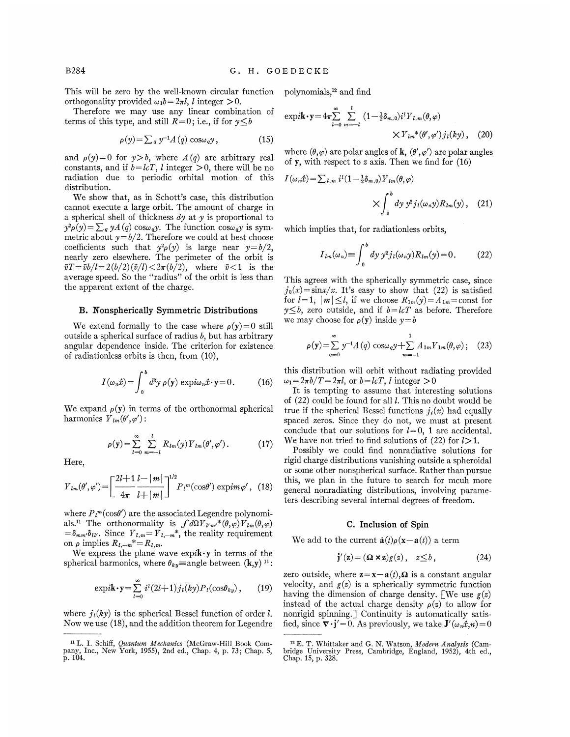This will be zero by the well-known circular function orthogonality provided $\omega_1 b = 2\pi l$, $l$ integer $>0$.

Therefore we may use any linear combination of terms of this type, and still $R=0$; i.e., if for $y \leq b$

$$\rho(y) = \sum_q y^{-1} A(q) \cos\omega_q y, \tag{15}$$

and $\rho(y)=0$ for $y>b$, where $A(q)$ are arbitrary real constants, and if $b=lcT$, $l$ integer $>0$, there will be no radiation due to periodic orbital motion of this distribution.

We show that, as in Schott's case, this distribution cannot execute a large orbit. The amount of charge in a spherical shell of thickness $dy$ at $y$ is proportional to $y^2\rho(y) = \sum_q yA(q)\cos\omega_q y$. The function $\cos\omega_q y$ is symmetric about $y=b/2$. Therefore we could at best choose coefficients such that $y^2\rho(y)$ is large near $y=b/2$, nearly zero elsewhere. The perimeter of the orbit is $\bar{v}T = \bar{v}b/l = 2(b/2)(\bar{v}/l) < 2\pi(b/2)$, where $\bar{v}<1$ is the average speed. So the "radius" of the orbit is less than the apparent extent of the charge.

### B. Nonspherically Symmetric Distributions

We extend formally to the case where $\rho(\mathbf{y})=0$ still outside a spherical surface of radius $b$, but has arbitrary angular dependence inside. The criterion for existence of radiationless orbits is then, from (10),

$$I(\omega_n\hat{x}) = \int_0^b d^3y\, \rho(\mathbf{y}) \exp i\omega_n \hat{x}\cdot\mathbf{y} = 0. \tag{16}$$

We expand $\rho(\mathbf{y})$ in terms of the orthonormal spherical harmonics $Y_{lm}(\theta',\varphi')$:

$$\rho(\mathbf{y}) = \sum_{l=0}^{\infty} \sum_{m=-l}^{l} R_{lm}(y) Y_{lm}(\theta',\varphi'). \tag{17}$$

Here,

$$Y_{lm}(\theta',\varphi') = \left[\frac{2l+1}{4\pi}\frac{l-|m|}{l+|m|}\right]^{1/2} P_l^m(\cos\theta') \exp im\varphi', \tag{18}$$

where $P_l^m(\cos\theta')$ are the associated Legendre polynomials.[11] The orthonormality is $\int d\Omega Y_{l'm'}^*(\theta,\varphi) Y_{lm}(\theta,\varphi) = \delta_{mm'}\delta_{ll'}$. Since $Y_{l,m} = Y_{l,-m}^*$, the reality requirement on $\rho$ implies $R_{l,-m}^* = R_{l,m}$.

We express the plane wave $\exp i\mathbf{k}\cdot\mathbf{y}$ in terms of the spherical harmonics, where $\theta_{ky} \equiv$ angle between $(\mathbf{k},\mathbf{y})$ [11]:

$$\exp i\mathbf{k}\cdot\mathbf{y} = \sum_{l=0}^{\infty} i^l (2l+1) j_l(ky) P_l(\cos\theta_{ky}), \tag{19}$$

where $j_l(ky)$ is the spherical Bessel function of order $l$. Now we use (18), and the addition theorem for Legendre polynomials,[12] and find

$$\exp i\mathbf{k}\cdot\mathbf{y} = 4\pi \sum_{l=0}^{\infty} \sum_{m=-l}^{l} (1-\tfrac{1}{2}\delta_{m,0}) i^l Y_{l,m}(\theta,\varphi) \times Y_{lm}^*(\theta',\varphi') j_l(ky), \tag{20}$$

where $(\theta,\varphi)$ are polar angles of $\mathbf{k}$, $(\theta',\varphi')$ are polar angles of $\mathbf{y}$, with respect to $z$ axis. Then we find for (16)

$$I(\omega_n\hat{x}) = \sum_{l,m} i^l (1-\tfrac{1}{2}\delta_{m,0}) Y_{lm}(\theta,\varphi) \times \int_0^b dy\, y^2 j_l(\omega_n y) R_{lm}(y), \tag{21}$$

which implies that, for radiationless orbits,

$$I_{lm}(\omega_n) \equiv \int_0^b dy\, y^2 j_l(\omega_n y) R_{lm}(y) = 0. \tag{22}$$

This agrees with the spherically symmetric case, since $j_0(x) = \sin x/x$. It's easy to show that (22) is satisfied for $l=1$, $|m| \leq l$, if we choose $R_{1m}(y) = A_{1m} = \text{const}$ for $y \leq b$, zero outside, and if $b=lcT$ as before. Therefore we may choose for $\rho(\mathbf{y})$ inside $y=b$

$$\rho(\mathbf{y}) = \sum_{q=0}^{\infty} y^{-1} A(q) \cos\omega_q y + \sum_{m=-1}^{1} A_{1m} Y_{1m}(\theta,\varphi); \tag{23}$$

this distribution will orbit without radiating provided $\omega_1 = 2\pi b/T = 2\pi l$, or $b=lcT$, $l$ integer $>0$

It is tempting to assume that interesting solutions of (22) could be found for all $l$. This no doubt would be true if the spherical Bessel functions $j_l(x)$ had equally spaced zeros. Since they do not, we must at present conclude that our solutions for $l=0$, 1 are accidental. We have not tried to find solutions of (22) for $l>1$.

Possibly we could find nonradiative solutions for rigid charge distributions vanishing outside a spheroidal or some other nonspherical surface. Rather than pursue this, we plan in the future to search for mcuh more general nonradiating distributions, involving parameters describing several internal degrees of freedom.

### C. Inclusion of Spin

We add to the current $\dot{\mathbf{a}}(t)\rho(\mathbf{x}-\mathbf{a}(t))$ a term

$$\mathbf{j}'(\mathbf{z}) = (\mathbf{\Omega}\times\mathbf{z}) g(z), \quad z \leq b, \tag{24}$$

zero outside, where $\mathbf{z} = \mathbf{x}-\mathbf{a}(t)$, $\mathbf{\Omega}$ is a constant angular velocity, and $g(z)$ is a spherically symmetric function having the dimension of charge density. [We use $g(z)$ instead of the actual charge density $\rho(z)$ to allow for nonrigid spinning.] Continuity is automatically satisfied, since $\nabla\cdot\mathbf{j}'=0$. As previously, we take $\mathbf{J}'(\omega_n\hat{x},n)=0$

---

[11] L. I. Schiff, *Quantum Mechanics* (McGraw-Hill Book Company, Inc., New York, 1955), 2nd ed., Chap. 4, p. 73; Chap. 5, p. 104.

[12] E. T. Whittaker and G. N. Watson, *Modern Analysis* (Cambridge University Press, Cambridge, England, 1952), 4th ed., Chap. 15, p. 328.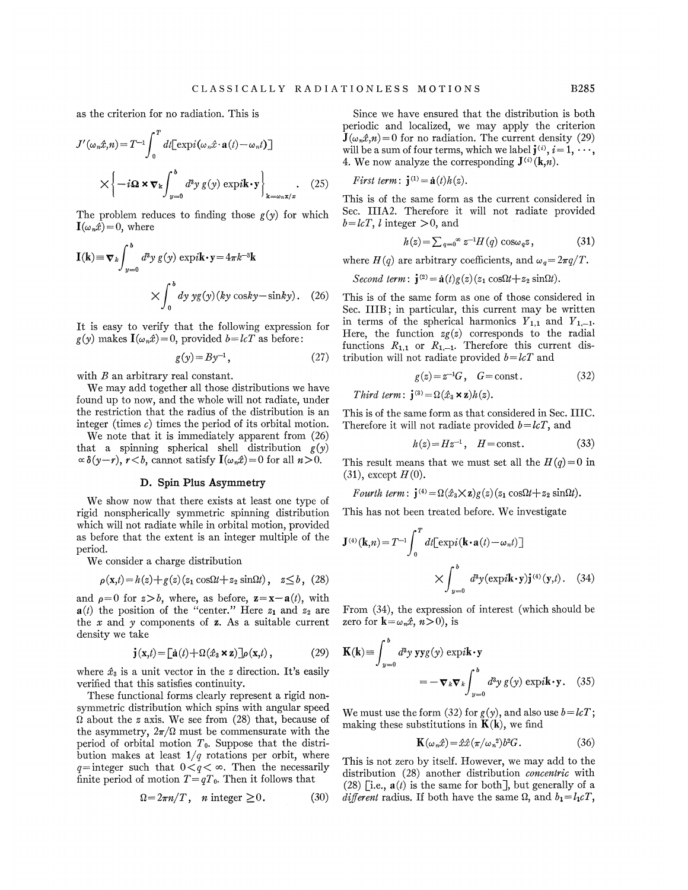as the criterion for no radiation. This is

$$J'(\omega_n\hat{x},n)=T^{-1}\int_0^T dt[\exp i(\omega_n\hat{x}\cdot\mathbf{a}(t)-\omega_n t)]\times\left\{-i\mathbf{\Omega}\times\nabla_k\int_{y=0}^b d^3y\, g(y)\exp i\mathbf{k}\cdot\mathbf{y}\right\}_{\mathbf{k}=\omega_n\mathbf{x}/x}. \quad (25)$$

The problem reduces to finding those $g(y)$ for which $\mathbf{I}(\omega_n\hat{x})=0$, where

$$\mathbf{I}(\mathbf{k})\equiv\nabla_k\int_{y=0}^b d^3y\, g(y)\exp i\mathbf{k}\cdot\mathbf{y}=4\pi k^{-3}\mathbf{k}\times\int_0^b dy\, yg(y)(ky\cos ky-\sin ky). \quad (26)$$

It is easy to verify that the following expression for $g(y)$ makes $\mathbf{I}(\omega_n\hat{x})=0$, provided $b=lcT$ as before:

$$g(y)=By^{-1}, \quad (27)$$

with $B$ an arbitrary real constant.

We may add together all those distributions we have found up to now, and the whole will not radiate, under the restriction that the radius of the distribution is an integer (times $c$) times the period of its orbital motion.

We note that it is immediately apparent from (26) that a spinning spherical shell distribution $g(y)\propto\delta(y-r)$, $r<b$, cannot satisfy $\mathbf{I}(\omega_n\hat{x})=0$ for all $n>0$.

### D. Spin Plus Asymmetry

We show now that there exists at least one type of rigid nonspherically symmetric spinning distribution which will not radiate while in orbital motion, provided as before that the extent is an integer multiple of the period.

We consider a charge distribution

$$\rho(\mathbf{x},t)=h(z)+g(z)(z_1\cos\Omega t+z_2\sin\Omega t),\quad z\leq b, \quad (28)$$

and $\rho=0$ for $z>b$, where, as before, $\mathbf{z}=\mathbf{x}-\mathbf{a}(t)$, with $\mathbf{a}(t)$ the position of the "center." Here $z_1$ and $z_2$ are the $x$ and $y$ components of $\mathbf{z}$. As a suitable current density we take

$$\mathbf{j}(\mathbf{x},t)=[\dot{\mathbf{a}}(t)+\Omega(\hat{x}_3\times\mathbf{z})]\rho(\mathbf{x},t), \quad (29)$$

where $\hat{x}_3$ is a unit vector in the $z$ direction. It's easily verified that this satisfies continuity.

These functional forms clearly represent a rigid nonsymmetric distribution which spins with angular speed $\Omega$ about the $z$ axis. We see from (28) that, because of the asymmetry, $2\pi/\Omega$ must be commensurate with the period of orbital motion $T_0$. Suppose that the distribution makes at least $1/q$ rotations per orbit, where $q=$ integer such that $0<q<\infty$. Then the necessarily finite period of motion $T=qT_0$. Then it follows that

$$\Omega=2\pi n/T,\quad n \text{ integer}\geq 0. \quad (30)$$

Since we have ensured that the distribution is both periodic and localized, we may apply the criterion $\mathbf{J}(\omega_n\hat{x},n)=0$ for no radiation. The current density (29) will be a sum of four terms, which we label $\mathbf{j}^{(i)}$, $i=1,\cdots,4$. We now analyze the corresponding $\mathbf{J}^{(i)}(\mathbf{k},n)$.

*First term*: $\mathbf{j}^{(1)}=\dot{\mathbf{a}}(t)h(z)$.

This is of the same form as the current considered in Sec. IIIA2. Therefore it will not radiate provided $b=lcT$, $l$ integer $>0$, and

$$h(z)=\sum_{q=0}^{\infty}z^{-1}H(q)\cos\omega_q z, \quad (31)$$

where $H(q)$ are arbitrary coefficients, and $\omega_q=2\pi q/T$.

*Second term*: $\mathbf{j}^{(2)}=\dot{\mathbf{a}}(t)g(z)(z_1\cos\Omega t+z_2\sin\Omega t)$.

This is of the same form as one of those considered in Sec. IIIB; in particular, this current may be written in terms of the spherical harmonics $Y_{1,1}$ and $Y_{1,-1}$. Here, the function $zg(z)$ corresponds to the radial functions $R_{1,1}$ or $R_{1,-1}$. Therefore this current distribution will not radiate provided $b=lcT$ and

$$g(z)=z^{-1}G,\quad G=\text{const}. \quad (32)$$

*Third term*: $\mathbf{j}^{(3)}=\Omega(\hat{x}_3\times\mathbf{z})h(z)$.

This is of the same form as that considered in Sec. IIIC. Therefore it will not radiate provided $b=lcT$, and

$$h(z)=Hz^{-1},\quad H=\text{const}. \quad (33)$$

This result means that we must set all the $H(q)=0$ in (31), except $H(0)$.

*Fourth term*: $\mathbf{j}^{(4)}=\Omega(\hat{x}_3\times\mathbf{z})g(z)(z_1\cos\Omega t+z_2\sin\Omega t)$.

This has not been treated before. We investigate

$$\mathbf{J}^{(4)}(\mathbf{k},n)=T^{-1}\int_0^T dt[\exp i(\mathbf{k}\cdot\mathbf{a}(t)-\omega_n t)]\times\int_{y=0}^b d^3y(\exp i\mathbf{k}\cdot\mathbf{y})\mathbf{j}^{(4)}(\mathbf{y},t). \quad (34)$$

From (34), the expression of interest (which should be zero for $\mathbf{k}=\omega_n\hat{x}$, $n>0$), is

$$\mathbf{K}(\mathbf{k})\equiv\int_{y=0}^b d^3y\,\mathbf{y}\mathbf{y}g(y)\exp i\mathbf{k}\cdot\mathbf{y}=-\nabla_k\nabla_k\int_{y=0}^b d^3y\, g(y)\exp i\mathbf{k}\cdot\mathbf{y}. \quad (35)$$

We must use the form (32) for $g(y)$, and also use $b=lcT$; making these substitutions in $\mathbf{K}(\mathbf{k})$, we find

$$\mathbf{K}(\omega_n\hat{x})=\hat{x}\hat{x}(\pi/\omega_n^2)b^2G. \quad (36)$$

This is not zero by itself. However, we may add to the distribution (28) another distribution *concentric* with (28) [i.e., $\mathbf{a}(t)$ is the same for both], but generally of a *different* radius. If both have the same $\Omega$, and $b_1=l_1cT$,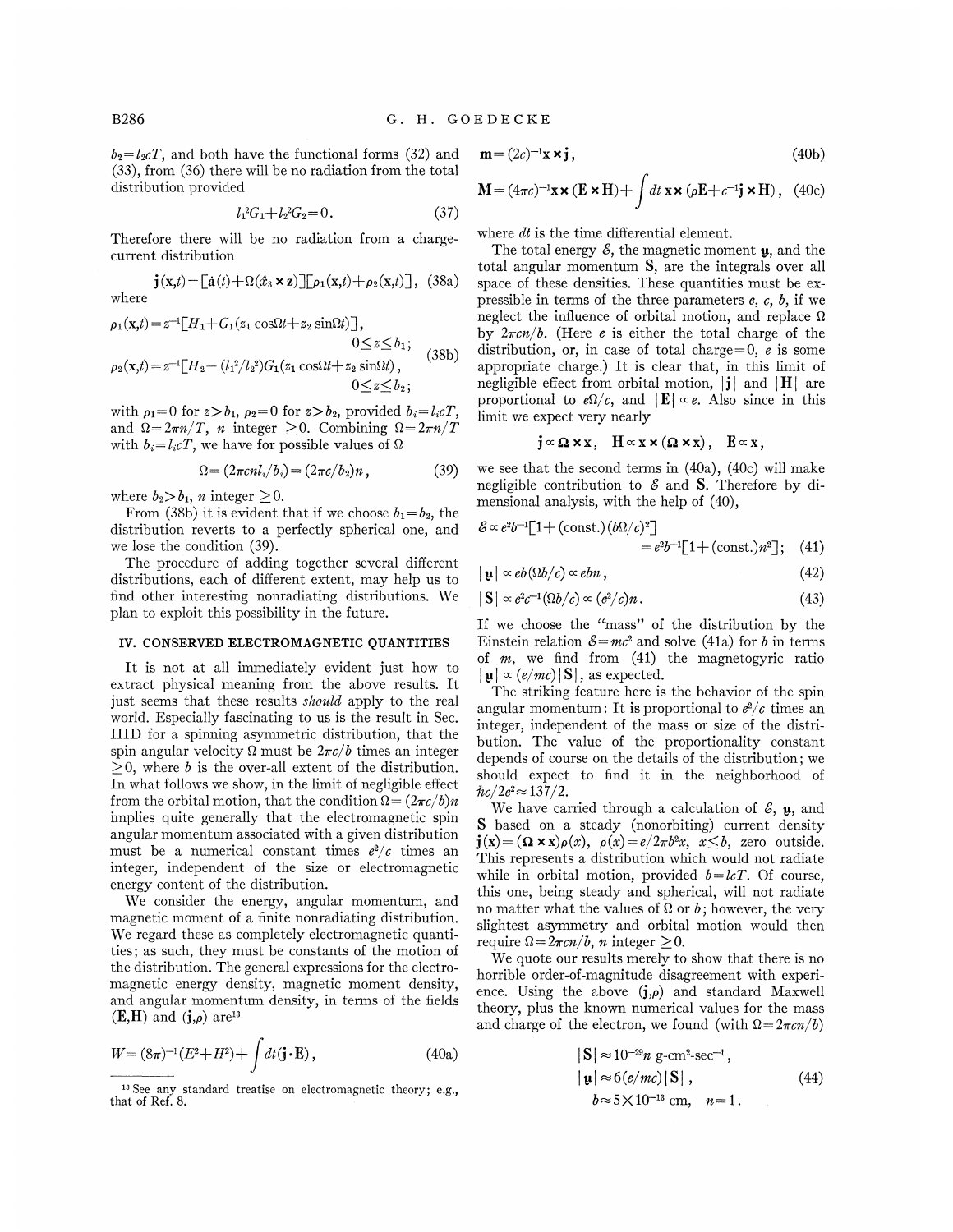$b_2 = l_2 cT$, and both have the functional forms (32) and (33), from (36) there will be no radiation from the total distribution provided

$$l_1^2 G_1 + l_2^2 G_2 = 0. \tag{37}$$

Therefore there will be no radiation from a charge-current distribution

$$\mathbf{j}(\mathbf{x},t) = [\dot{\mathbf{a}}(t) + \Omega(\hat{x}_3 \times \mathbf{z})][\rho_1(\mathbf{x},t) + \rho_2(\mathbf{x},t)], \tag{38a}$$

where

$$\begin{aligned} \rho_1(\mathbf{x},t) &= z^{-1}[H_1 + G_1(z_1 \cos\Omega t + z_2 \sin\Omega t)], \\ &\qquad\qquad 0 \leq z \leq b_1; \\ \rho_2(\mathbf{x},t) &= z^{-1}[H_2 - (l_1^2/l_2^2) G_1(z_1 \cos\Omega t + z_2 \sin\Omega t), \\ &\qquad\qquad 0 \leq z \leq b_2; \end{aligned} \tag{38b}$$

with $\rho_1 = 0$ for $z > b_1$, $\rho_2 = 0$ for $z > b_2$, provided $b_i = l_i cT$, and $\Omega = 2\pi n/T$, $n$ integer $\geq 0$. Combining $\Omega = 2\pi n/T$ with $b_i = l_i cT$, we have for possible values of $\Omega$

$$\Omega = (2\pi c n l_i / b_i) = (2\pi c / b_2) n, \tag{39}$$

where $b_2 > b_1$, $n$ integer $\geq 0$.

From (38b) it is evident that if we choose $b_1 = b_2$, the distribution reverts to a perfectly spherical one, and we lose the condition (39).

The procedure of adding together several different distributions, each of different extent, may help us to find other interesting nonradiating distributions. We plan to exploit this possibility in the future.

## IV. CONSERVED ELECTROMAGNETIC QUANTITIES

It is not at all immediately evident just how to extract physical meaning from the above results. It just seems that these results *should* apply to the real world. Especially fascinating to us is the result in Sec. IIID for a spinning asymmetric distribution, that the spin angular velocity $\Omega$ must be $2\pi c/b$ times an integer $\geq 0$, where $b$ is the over-all extent of the distribution. In what follows we show, in the limit of negligible effect from the orbital motion, that the condition $\Omega = (2\pi c/b)n$ implies quite generally that the electromagnetic spin angular momentum associated with a given distribution must be a numerical constant times $e^2/c$ times an integer, independent of the size or electromagnetic energy content of the distribution.

We consider the energy, angular momentum, and magnetic moment of a finite nonradiating distribution. We regard these as completely electromagnetic quantities; as such, they must be constants of the motion of the distribution. The general expressions for the electromagnetic energy density, magnetic moment density, and angular momentum density, in terms of the fields $(\mathbf{E},\mathbf{H})$ and $(\mathbf{j},\rho)$ are[13]

$$W = (8\pi)^{-1}(E^2 + H^2) + \int dt(\mathbf{j}\cdot\mathbf{E}), \tag{40a}$$

$$\mathbf{m} = (2c)^{-1}\mathbf{x}\times\mathbf{j}, \tag{40b}$$

$$\mathbf{M} = (4\pi c)^{-1}\mathbf{x}\times(\mathbf{E}\times\mathbf{H}) + \int dt\, \mathbf{x}\times(\rho\mathbf{E} + c^{-1}\mathbf{j}\times\mathbf{H}), \tag{40c}$$

where $dt$ is the time differential element.

The total energy $\mathcal{E}$, the magnetic moment $\boldsymbol{\mu}$, and the total angular momentum $\mathbf{S}$, are the integrals over all space of these densities. These quantities must be expressible in terms of the three parameters $e$, $c$, $b$, if we neglect the influence of orbital motion, and replace $\Omega$ by $2\pi cn/b$. (Here $e$ is either the total charge of the distribution, or, in case of total charge $= 0$, $e$ is some appropriate charge.) It is clear that, in this limit of negligible effect from orbital motion, $|\mathbf{j}|$ and $|\mathbf{H}|$ are proportional to $e\Omega/c$, and $|\mathbf{E}| \propto e$. Also since in this limit we expect very nearly

$$\mathbf{j} \propto \boldsymbol{\Omega}\times\mathbf{x}, \quad \mathbf{H} \propto \mathbf{x}\times(\boldsymbol{\Omega}\times\mathbf{x}), \quad \mathbf{E} \propto \mathbf{x},$$

we see that the second terms in (40a), (40c) will make negligible contribution to $\mathcal{E}$ and $\mathbf{S}$. Therefore by dimensional analysis, with the help of (40),

$$\mathcal{E} \propto e^2 b^{-1}[1 + (\text{const.})(b\Omega/c)^2] = e^2 b^{-1}[1 + (\text{const.})n^2]; \tag{41}$$

$$|\boldsymbol{\mu}| \propto eb(\Omega b/c) \propto ebn, \tag{42}$$

$$|\mathbf{S}| \propto e^2 c^{-1}(\Omega b/c) \propto (e^2/c)n. \tag{43}$$

If we choose the "mass" of the distribution by the Einstein relation $\mathcal{E} = mc^2$ and solve (41a) for $b$ in terms of $m$, we find from (41) the magnetogyric ratio $|\boldsymbol{\mu}| \propto (e/mc)|\mathbf{S}|$, as expected.

The striking feature here is the behavior of the spin angular momentum: It is proportional to $e^2/c$ times an integer, independent of the mass or size of the distribution. The value of the proportionality constant depends of course on the details of the distribution; we should expect to find it in the neighborhood of $\hbar c/2e^2 \approx 137/2$.

We have carried through a calculation of $\mathcal{E}$, $\boldsymbol{\mu}$, and $\mathbf{S}$ based on a steady (nonorbiting) current density $\mathbf{j}(\mathbf{x}) = (\boldsymbol{\Omega}\times\mathbf{x})\rho(x)$, $\rho(x) = e/2\pi b^2 x$, $x \leq b$, zero outside. This represents a distribution which would not radiate while in orbital motion, provided $b = lcT$. Of course, this one, being steady and spherical, will not radiate no matter what the values of $\Omega$ or $b$; however, the very slightest asymmetry and orbital motion would then require $\Omega = 2\pi cn/b$, $n$ integer $\geq 0$.

We quote our results merely to show that there is no horrible order-of-magnitude disagreement with experience. Using the above $(\mathbf{j},\rho)$ and standard Maxwell theory, plus the known numerical values for the mass and charge of the electron, we found (with $\Omega = 2\pi cn/b$)

$$\begin{aligned} |\mathbf{S}| &\approx 10^{-29} n \text{ g-cm}^2\text{-sec}^{-1}, \\ |\boldsymbol{\mu}| &\approx 6(e/mc)|\mathbf{S}|, \\ b &\approx 5\times 10^{-13} \text{ cm}, \quad n = 1. \end{aligned} \tag{44}$$

[13] See any standard treatise on electromagnetic theory; e.g., that of Ref. 8.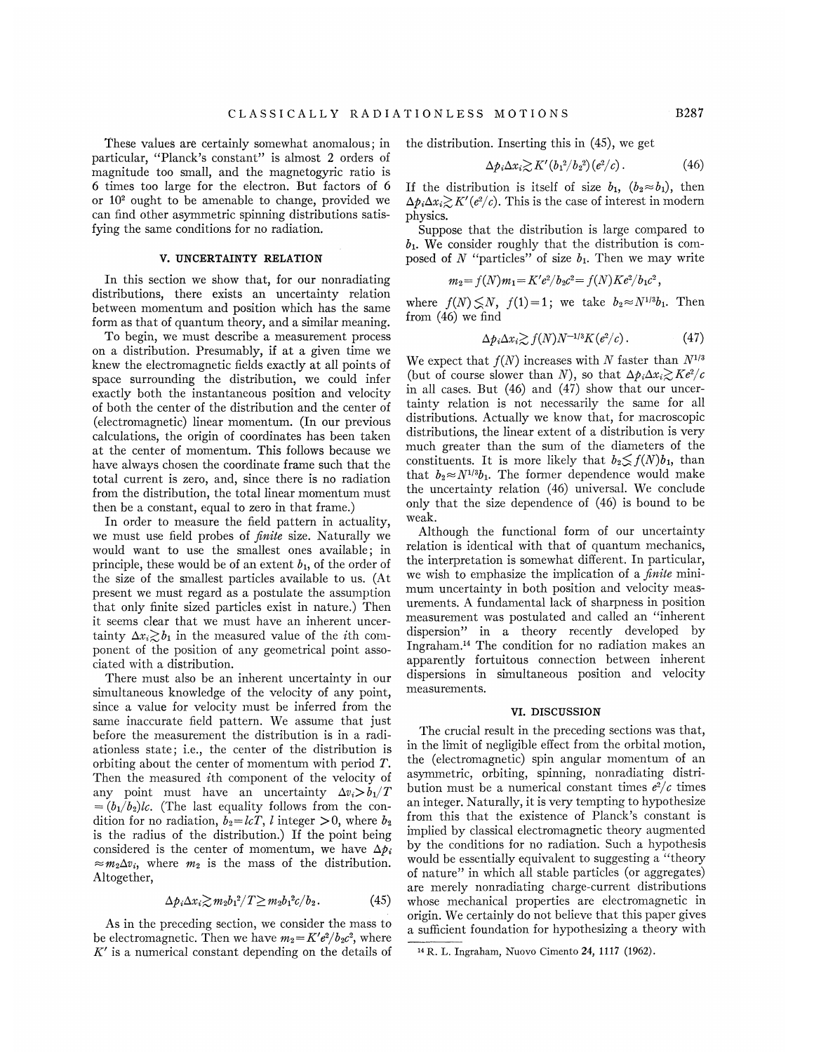These values are certainly somewhat anomalous; in particular, "Planck's constant" is almost 2 orders of magnitude too small, and the magnetogyric ratio is 6 times too large for the electron. But factors of 6 or $10^2$ ought to be amenable to change, provided we can find other asymmetric spinning distributions satisfying the same conditions for no radiation.

## V. UNCERTAINTY RELATION

In this section we show that, for our nonradiating distributions, there exists an uncertainty relation between momentum and position which has the same form as that of quantum theory, and a similar meaning.

To begin, we must describe a measurement process on a distribution. Presumably, if at a given time we knew the electromagnetic fields exactly at all points of space surrounding the distribution, we could infer exactly both the instantaneous position and velocity of both the center of the distribution and the center of (electromagnetic) linear momentum. (In our previous calculations, the origin of coordinates has been taken at the center of momentum. This follows because we have always chosen the coordinate frame such that the total current is zero, and, since there is no radiation from the distribution, the total linear momentum must then be a constant, equal to zero in that frame.)

In order to measure the field pattern in actuality, we must use field probes of *finite* size. Naturally we would want to use the smallest ones available; in principle, these would be of an extent $b_1$, of the order of the size of the smallest particles available to us. (At present we must regard as a postulate the assumption that only finite sized particles exist in nature.) Then it seems clear that we must have an inherent uncertainty $\Delta x_i \gtrsim b_1$ in the measured value of the $i$th component of the position of any geometrical point associated with a distribution.

There must also be an inherent uncertainty in our simultaneous knowledge of the velocity of any point, since a value for velocity must be inferred from the same inaccurate field pattern. We assume that just before the measurement the distribution is in a radiationless state; i.e., the center of the distribution is orbiting about the center of momentum with period $T$. Then the measured $i$th component of the velocity of any point must have an uncertainty $\Delta v_i > b_1/T = (b_1/b_2)lc$. (The last equality follows from the condition for no radiation, $b_2 = lcT$, $l$ integer $>0$, where $b_2$ is the radius of the distribution.) If the point being considered is the center of momentum, we have $\Delta p_i \approx m_2 \Delta v_i$, where $m_2$ is the mass of the distribution. Altogether,

$$\Delta p_i \Delta x_i \gtrsim m_2 b_1^2/T \geq m_2 b_1^2 c/b_2. \tag{45}$$

As in the preceding section, we consider the mass to be electromagnetic. Then we have $m_2 = K'e^2/b_2c^2$, where $K'$ is a numerical constant depending on the details of the distribution. Inserting this in (45), we get

$$\Delta p_i \Delta x_i \gtrsim K'(b_1^2/b_2^2)(e^2/c). \tag{46}$$

If the distribution is itself of size $b_1$, ($b_2 \approx b_1$), then $\Delta p_i \Delta x_i \gtrsim K'(e^2/c)$. This is the case of interest in modern physics.

Suppose that the distribution is large compared to $b_1$. We consider roughly that the distribution is composed of $N$ "particles" of size $b_1$. Then we may write

$$m_2 = f(N)m_1 = K'e^2/b_2c^2 = f(N)Ke^2/b_1c^2,$$

where $f(N) \lesssim N$, $f(1)=1$; we take $b_2 \approx N^{1/3}b_1$. Then from (46) we find

$$\Delta p_i \Delta x_i \gtrsim f(N)N^{-1/3}K(e^2/c). \tag{47}$$

We expect that $f(N)$ increases with $N$ faster than $N^{1/3}$ (but of course slower than $N$), so that $\Delta p_i \Delta x_i \gtrsim Ke^2/c$ in all cases. But (46) and (47) show that our uncertainty relation is not necessarily the same for all distributions. Actually we know that, for macroscopic distributions, the linear extent of a distribution is very much greater than the sum of the diameters of the constituents. It is more likely that $b_2 \lesssim f(N)b_1$, than that $b_2 \approx N^{1/3}b_1$. The former dependence would make the uncertainty relation (46) universal. We conclude only that the size dependence of (46) is bound to be weak.

Although the functional form of our uncertainty relation is identical with that of quantum mechanics, the interpretation is somewhat different. In particular, we wish to emphasize the implication of a *finite* minimum uncertainty in both position and velocity measurements. A fundamental lack of sharpness in position measurement was postulated and called an "inherent dispersion" in a theory recently developed by Ingraham.[14] The condition for no radiation makes an apparently fortuitous connection between inherent dispersions in simultaneous position and velocity measurements.

## VI. DISCUSSION

The crucial result in the preceding sections was that, in the limit of negligible effect from the orbital motion, the (electromagnetic) spin angular momentum of an asymmetric, orbiting, spinning, nonradiating distribution must be a numerical constant times $e^2/c$ times an integer. Naturally, it is very tempting to hypothesize from this that the existence of Planck's constant is implied by classical electromagnetic theory augmented by the conditions for no radiation. Such a hypothesis would be essentially equivalent to suggesting a "theory of nature" in which all stable particles (or aggregates) are merely nonradiating charge-current distributions whose mechanical properties are electromagnetic in origin. We certainly do not believe that this paper gives a sufficient foundation for hypothesizing a theory with

[14] R. L. Ingraham, Nuovo Cimento **24**, 1117 (1962).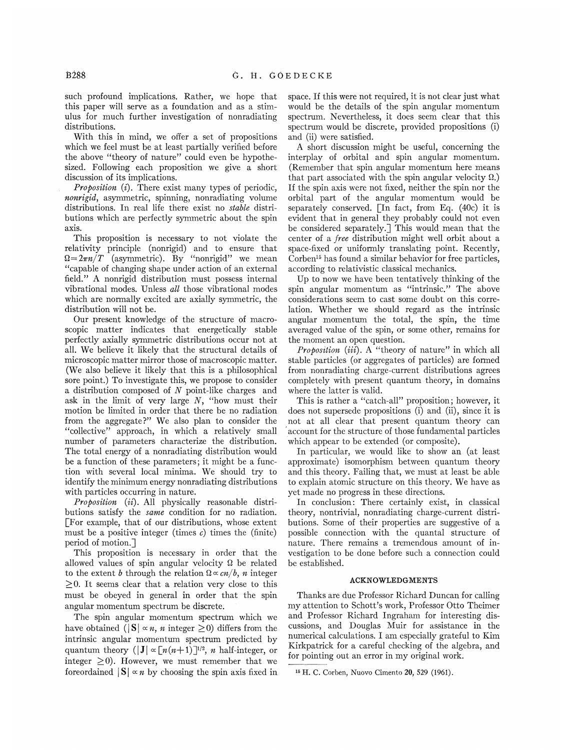such profound implications. Rather, we hope that this paper will serve as a foundation and as a stimulus for much further investigation of nonradiating distributions.

With this in mind, we offer a set of propositions which we feel must be at least partially verified before the above "theory of nature" could even be hypothesized. Following each proposition we give a short discussion of its implications.

*Proposition (i)*. There exist many types of periodic, *nonrigid*, asymmetric, spinning, nonradiating volume distributions. In real life there exist no *stable* distributions which are perfectly symmetric about the spin axis.

This proposition is necessary to not violate the relativity principle (nonrigid) and to ensure that $\Omega = 2\pi n/T$ (asymmetric). By "nonrigid" we mean "capable of changing shape under action of an external field." A nonrigid distribution must possess internal vibrational modes. Unless *all* those vibrational modes which are normally excited are axially symmetric, the distribution will not be.

Our present knowledge of the structure of macroscopic matter indicates that energetically stable perfectly axially symmetric distributions occur not at all. We believe it likely that the structural details of microscopic matter mirror those of macroscopic matter. (We also believe it likely that this is a philosophical sore point.) To investigate this, we propose to consider a distribution composed of $N$ point-like charges and ask in the limit of very large $N$, "how must their motion be limited in order that there be no radiation from the aggregate?" We also plan to consider the "collective" approach, in which a relatively small number of parameters characterize the distribution. The total energy of a nonradiating distribution would be a function of these parameters; it might be a function with several local minima. We should try to identify the minimum energy nonradiating distributions with particles occurring in nature.

*Proposition (ii)*. All physically reasonable distributions satisfy the *same* condition for no radiation. [For example, that of our distributions, whose extent must be a positive integer (times $c$) times the (finite) period of motion.]

This proposition is necessary in order that the allowed values of spin angular velocity $\Omega$ be related to the extent $b$ through the relation $\Omega \propto cn/b$, $n$ integer $\geq 0$. It seems clear that a relation very close to this must be obeyed in general in order that the spin angular momentum spectrum be discrete.

The spin angular momentum spectrum which we have obtained ($|\mathbf{S}| \propto n$, $n$ integer $\geq 0$) differs from the intrinsic angular momentum spectrum predicted by quantum theory ($|\mathbf{J}| \propto [n(n+1)]^{1/2}$, $n$ half-integer, or integer $\geq 0$). However, we must remember that we foreordained $|\mathbf{S}| \propto n$ by choosing the spin axis fixed in space. If this were not required, it is not clear just what would be the details of the spin angular momentum spectrum. Nevertheless, it does seem clear that this spectrum would be discrete, provided propositions (i) and (ii) were satisfied.

A short discussion might be useful, concerning the interplay of orbital and spin angular momentum. (Remember that spin angular momentum here means that part associated with the spin angular velocity $\Omega$.) If the spin axis were not fixed, neither the spin nor the orbital part of the angular momentum would be separately conserved. [In fact, from Eq. (40c) it is evident that in general they probably could not even be considered separately.] This would mean that the center of a *free* distribution might well orbit about a space-fixed or uniformly translating point. Recently, Corben[15] has found a similar behavior for free particles, according to relativistic classical mechanics.

Up to now we have been tentatively thinking of the spin angular momentum as "intrinsic." The above considerations seem to cast some doubt on this correlation. Whether we should regard as the intrinsic angular momentum the total, the spin, the time averaged value of the spin, or some other, remains for the moment an open question.

*Proposition (iii)*. A "theory of nature" in which all stable particles (or aggregates of particles) are formed from nonradiating charge-current distributions agrees completely with present quantum theory, in domains where the latter is valid.

This is rather a "catch-all" proposition; however, it does not supersede propositions (i) and (ii), since it is not at all clear that present quantum theory can account for the structure of those fundamental particles which appear to be extended (or composite).

In particular, we would like to show an (at least approximate) isomorphism between quantum theory and this theory. Failing that, we must at least be able to explain atomic structure on this theory. We have as yet made no progress in these directions.

In conclusion: There certainly exist, in classical theory, nontrivial, nonradiating charge-current distributions. Some of their properties are suggestive of a possible connection with the quantal structure of nature. There remains a tremendous amount of investigation to be done before such a connection could be established.

## ACKNOWLEDGMENTS

Thanks are due Professor Richard Duncan for calling my attention to Schott's work, Professor Otto Theimer and Professor Richard Ingraham for interesting discussions, and Douglas Muir for assistance in the numerical calculations. I am especially grateful to Kim Kirkpatrick for a careful checking of the algebra, and for pointing out an error in my original work.

[15] H. C. Corben, Nuovo Cimento **20**, 529 (1961).